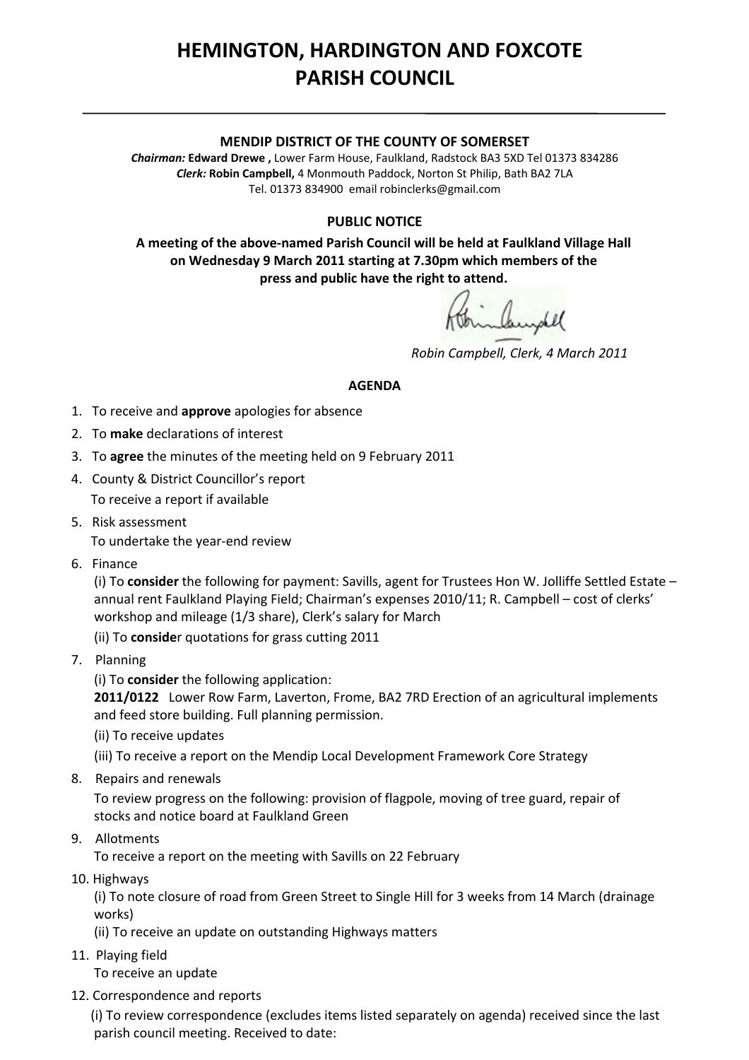# HEMINGTON, HARDINGTON AND FOXCOTE PARISH COUNCIL

---

**MENDIP DISTRICT OF THE COUNTY OF SOMERSET**

***Chairman:*** **Edward Drewe ,** Lower Farm House, Faulkland, Radstock BA3 5XD Tel 01373 834286
***Clerk:*** **Robin Campbell,** 4 Monmouth Paddock, Norton St Philip, Bath BA2 7LA
Tel. 01373 834900 email robinclerks@gmail.com

**PUBLIC NOTICE**

**A meeting of the above-named Parish Council will be held at Faulkland Village Hall on Wednesday 9 March 2011 starting at 7.30pm which members of the press and public have the right to attend.**

*Robin Campbell, Clerk, 4 March 2011*

**AGENDA**

1. To receive and **approve** apologies for absence
2. To **make** declarations of interest
3. To **agree** the minutes of the meeting held on 9 February 2011
4. County & District Councillor's report
   To receive a report if available
5. Risk assessment
   To undertake the year-end review
6. Finance
   (i) To **consider** the following for payment: Savills, agent for Trustees Hon W. Jolliffe Settled Estate – annual rent Faulkland Playing Field; Chairman's expenses 2010/11; R. Campbell – cost of clerks' workshop and mileage (1/3 share), Clerk's salary for March
   (ii) To **conside**r quotations for grass cutting 2011
7. Planning
   (i) To **consider** the following application:
   **2011/0122** Lower Row Farm, Laverton, Frome, BA2 7RD Erection of an agricultural implements and feed store building. Full planning permission.
   (ii) To receive updates
   (iii) To receive a report on the Mendip Local Development Framework Core Strategy
8. Repairs and renewals
   To review progress on the following: provision of flagpole, moving of tree guard, repair of stocks and notice board at Faulkland Green
9. Allotments
   To receive a report on the meeting with Savills on 22 February
10. Highways
    (i) To note closure of road from Green Street to Single Hill for 3 weeks from 14 March (drainage works)
    (ii) To receive an update on outstanding Highways matters
11. Playing field
    To receive an update
12. Correspondence and reports
    (i) To review correspondence (excludes items listed separately on agenda) received since the last parish council meeting. Received to date: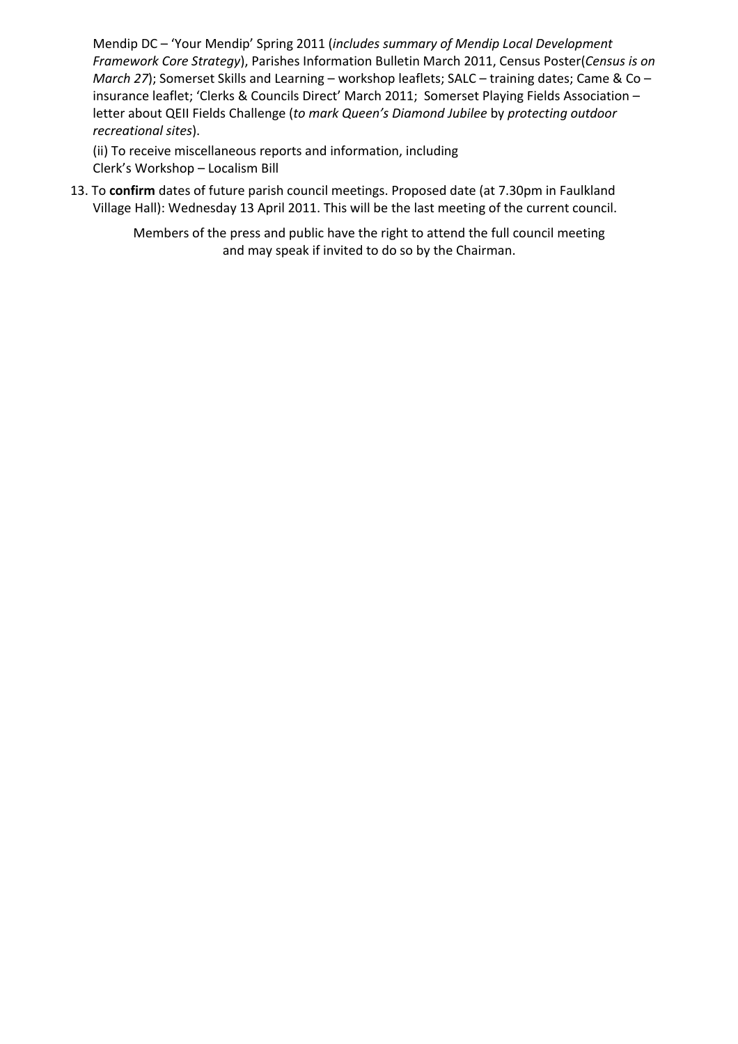Mendip DC – 'Your Mendip' Spring 2011 (*includes summary of Mendip Local Development Framework Core Strategy*), Parishes Information Bulletin March 2011, Census Poster(*Census is on March 27*); Somerset Skills and Learning – workshop leaflets; SALC – training dates; Came & Co – insurance leaflet; 'Clerks & Councils Direct' March 2011; Somerset Playing Fields Association – letter about QEII Fields Challenge (*to mark Queen's Diamond Jubilee* by *protecting outdoor recreational sites*).

(ii) To receive miscellaneous reports and information, including
Clerk's Workshop – Localism Bill

13. To **confirm** dates of future parish council meetings. Proposed date (at 7.30pm in Faulkland Village Hall): Wednesday 13 April 2011. This will be the last meeting of the current council.

Members of the press and public have the right to attend the full council meeting and may speak if invited to do so by the Chairman.